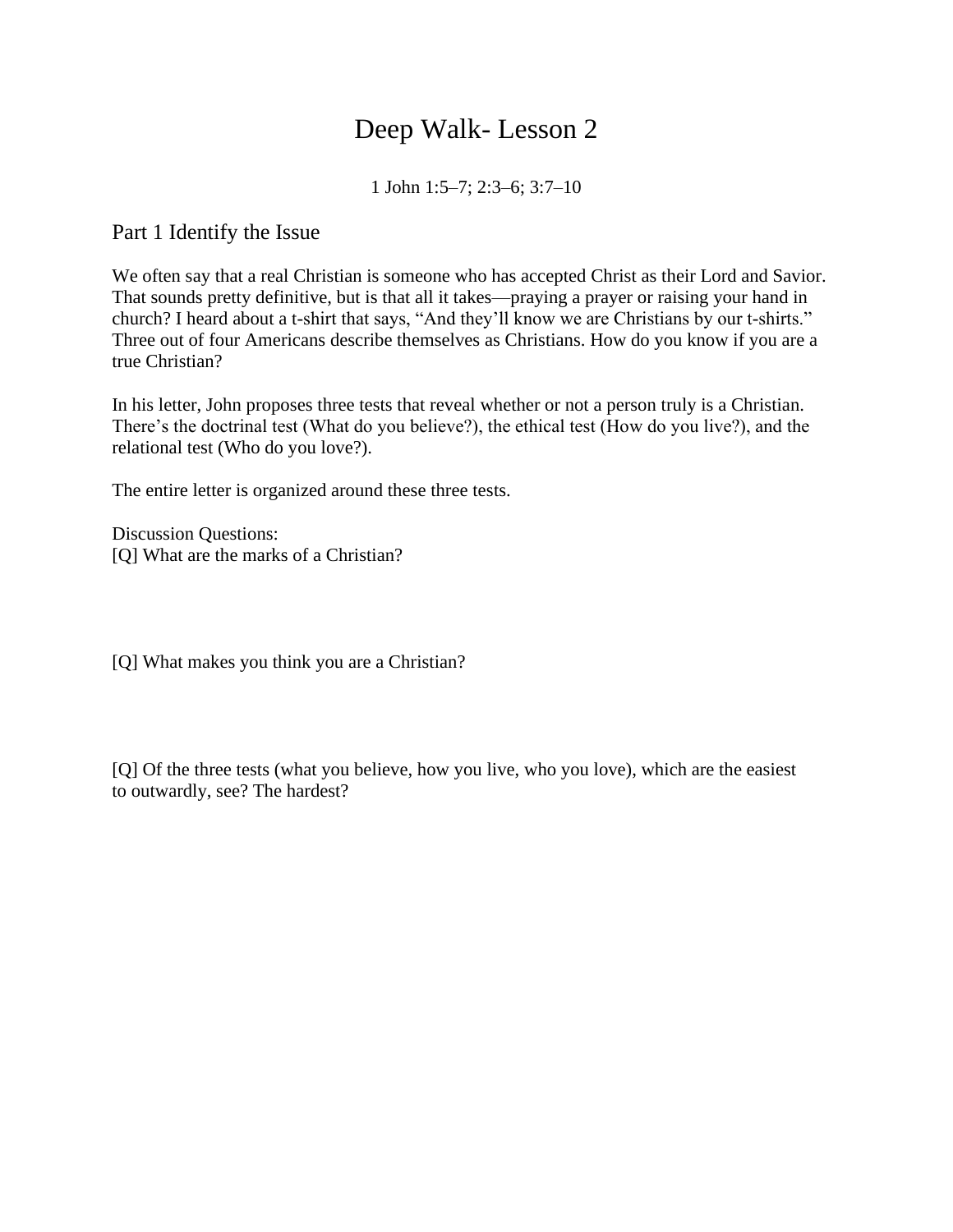# Deep Walk- Lesson 2

1 John 1:5–7; 2:3–6; 3:7–10

## Part 1 Identify the Issue

We often say that a real Christian is someone who has accepted Christ as their Lord and Savior. That sounds pretty definitive, but is that all it takes—praying a prayer or raising your hand in church? I heard about a t-shirt that says, "And they'll know we are Christians by our t-shirts." Three out of four Americans describe themselves as Christians. How do you know if you are a true Christian?

In his letter, John proposes three tests that reveal whether or not a person truly is a Christian. There's the doctrinal test (What do you believe?), the ethical test (How do you live?), and the relational test (Who do you love?).

The entire letter is organized around these three tests.

Discussion Questions:
[Q] What are the marks of a Christian?

[Q] What makes you think you are a Christian?

[Q] Of the three tests (what you believe, how you live, who you love), which are the easiest to outwardly, see? The hardest?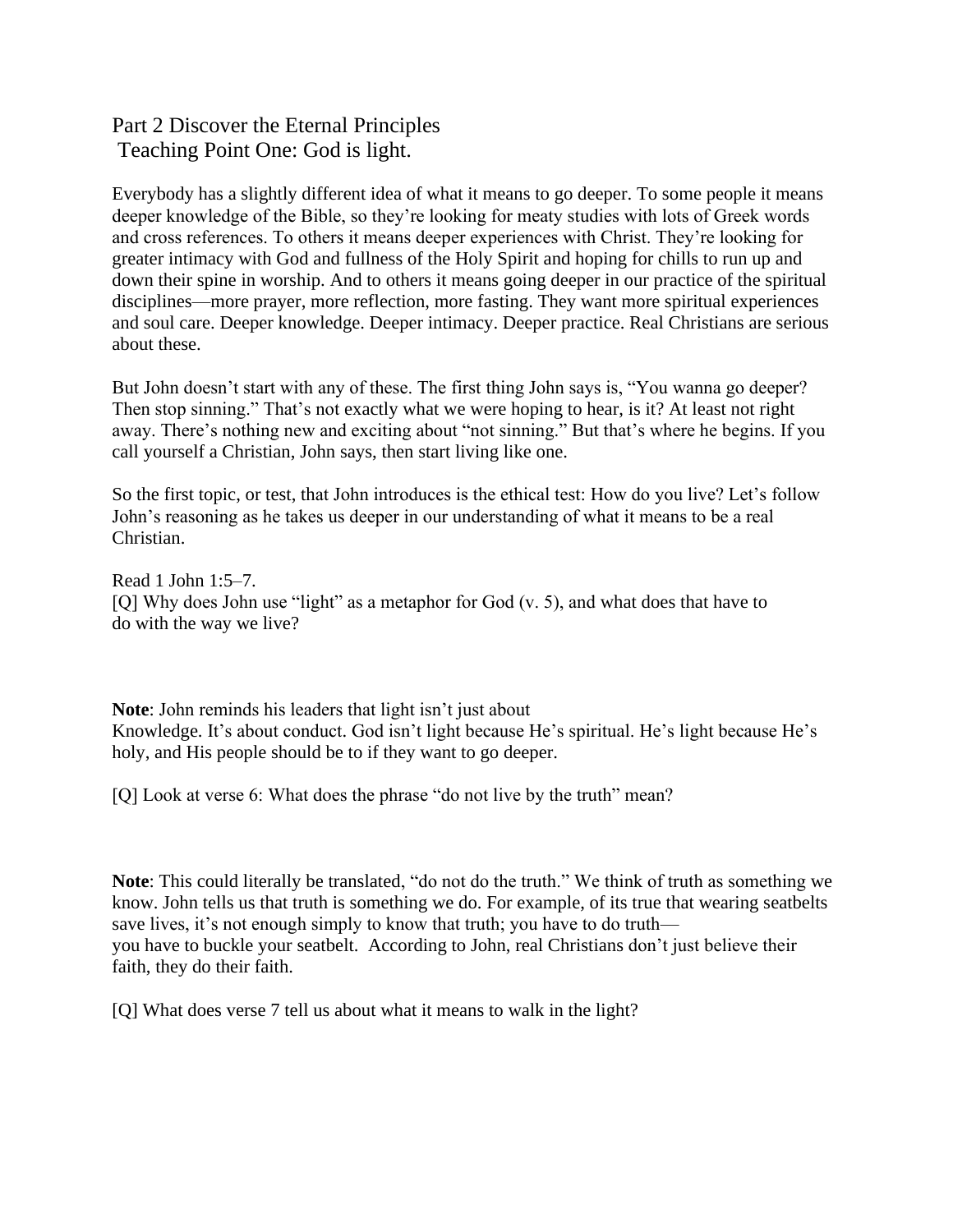## Part 2 Discover the Eternal Principles

### Teaching Point One: God is light.

Everybody has a slightly different idea of what it means to go deeper. To some people it means deeper knowledge of the Bible, so they're looking for meaty studies with lots of Greek words and cross references. To others it means deeper experiences with Christ. They're looking for greater intimacy with God and fullness of the Holy Spirit and hoping for chills to run up and down their spine in worship. And to others it means going deeper in our practice of the spiritual disciplines—more prayer, more reflection, more fasting. They want more spiritual experiences and soul care. Deeper knowledge. Deeper intimacy. Deeper practice. Real Christians are serious about these.

But John doesn't start with any of these. The first thing John says is, "You wanna go deeper? Then stop sinning." That's not exactly what we were hoping to hear, is it? At least not right away. There's nothing new and exciting about "not sinning." But that's where he begins. If you call yourself a Christian, John says, then start living like one.

So the first topic, or test, that John introduces is the ethical test: How do you live? Let's follow John's reasoning as he takes us deeper in our understanding of what it means to be a real Christian.

Read 1 John 1:5–7.
[Q] Why does John use "light" as a metaphor for God (v. 5), and what does that have to do with the way we live?

**Note**: John reminds his leaders that light isn't just about Knowledge. It's about conduct. God isn't light because He's spiritual. He's light because He's holy, and His people should be to if they want to go deeper.

[Q] Look at verse 6: What does the phrase "do not live by the truth" mean?

**Note**: This could literally be translated, "do not do the truth." We think of truth as something we know. John tells us that truth is something we do. For example, of its true that wearing seatbelts save lives, it's not enough simply to know that truth; you have to do truth—you have to buckle your seatbelt. According to John, real Christians don't just believe their faith, they do their faith.

[Q] What does verse 7 tell us about what it means to walk in the light?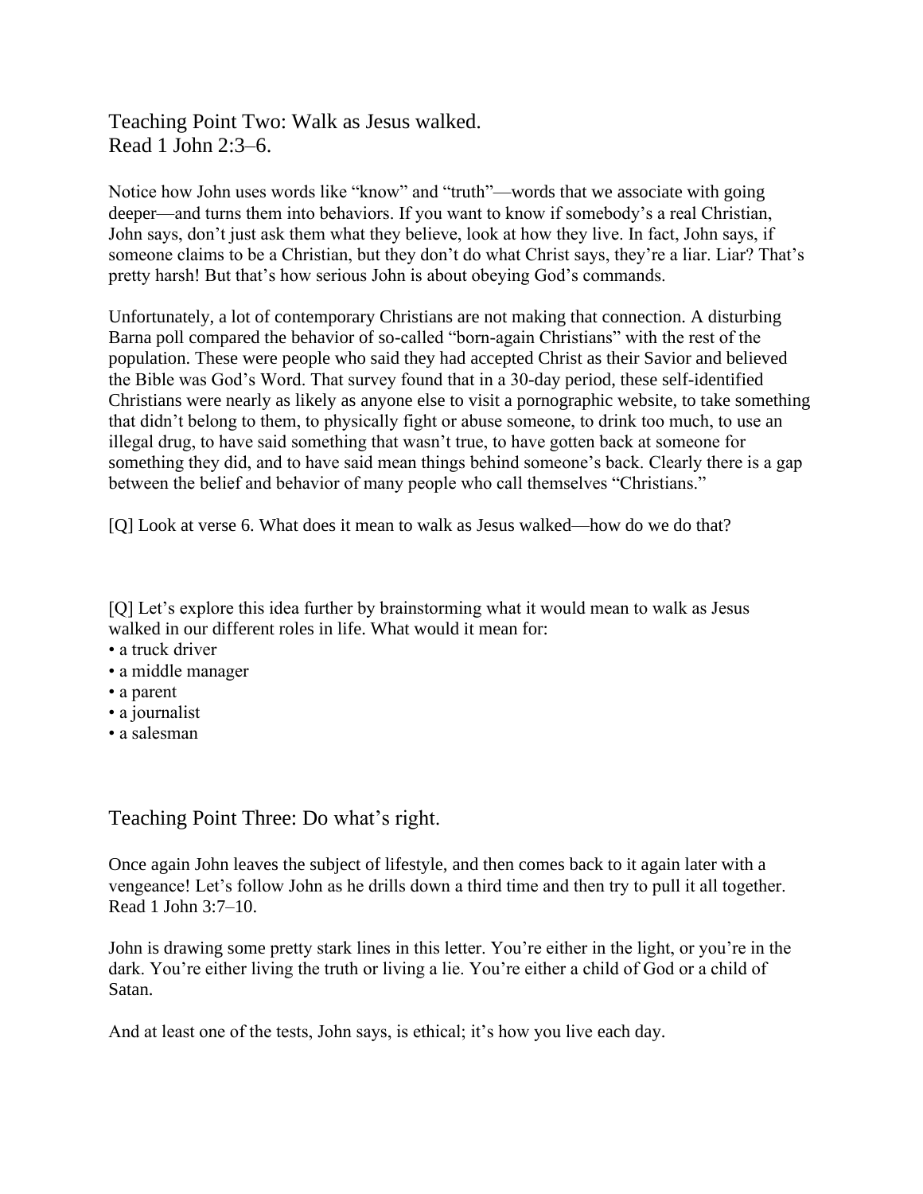## Teaching Point Two: Walk as Jesus walked.

Read 1 John 2:3–6.

Notice how John uses words like "know" and "truth"—words that we associate with going deeper—and turns them into behaviors. If you want to know if somebody's a real Christian, John says, don't just ask them what they believe, look at how they live. In fact, John says, if someone claims to be a Christian, but they don't do what Christ says, they're a liar. Liar? That's pretty harsh! But that's how serious John is about obeying God's commands.

Unfortunately, a lot of contemporary Christians are not making that connection. A disturbing Barna poll compared the behavior of so-called "born-again Christians" with the rest of the population. These were people who said they had accepted Christ as their Savior and believed the Bible was God's Word. That survey found that in a 30-day period, these self-identified Christians were nearly as likely as anyone else to visit a pornographic website, to take something that didn't belong to them, to physically fight or abuse someone, to drink too much, to use an illegal drug, to have said something that wasn't true, to have gotten back at someone for something they did, and to have said mean things behind someone's back. Clearly there is a gap between the belief and behavior of many people who call themselves "Christians."

[Q] Look at verse 6. What does it mean to walk as Jesus walked—how do we do that?

[Q] Let's explore this idea further by brainstorming what it would mean to walk as Jesus walked in our different roles in life. What would it mean for:

- a truck driver
- a middle manager
- a parent
- a journalist
- a salesman

## Teaching Point Three: Do what's right.

Once again John leaves the subject of lifestyle, and then comes back to it again later with a vengeance! Let's follow John as he drills down a third time and then try to pull it all together. Read 1 John 3:7–10.

John is drawing some pretty stark lines in this letter. You're either in the light, or you're in the dark. You're either living the truth or living a lie. You're either a child of God or a child of Satan.

And at least one of the tests, John says, is ethical; it's how you live each day.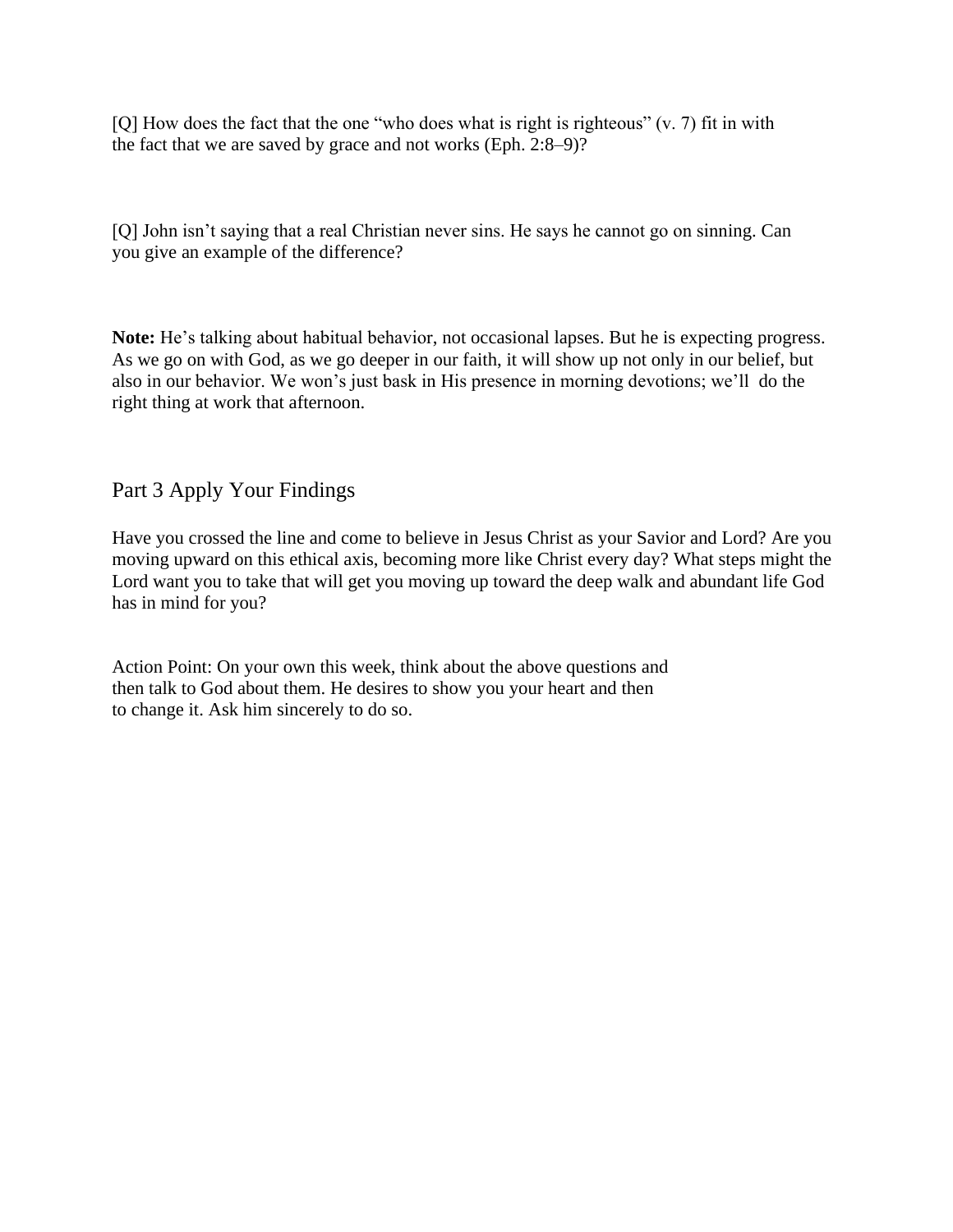[Q] How does the fact that the one "who does what is right is righteous" (v. 7) fit in with the fact that we are saved by grace and not works (Eph. 2:8–9)?

[Q] John isn't saying that a real Christian never sins. He says he cannot go on sinning. Can you give an example of the difference?

**Note:** He's talking about habitual behavior, not occasional lapses. But he is expecting progress. As we go on with God, as we go deeper in our faith, it will show up not only in our belief, but also in our behavior. We won's just bask in His presence in morning devotions; we'll do the right thing at work that afternoon.

## Part 3 Apply Your Findings

Have you crossed the line and come to believe in Jesus Christ as your Savior and Lord? Are you moving upward on this ethical axis, becoming more like Christ every day? What steps might the Lord want you to take that will get you moving up toward the deep walk and abundant life God has in mind for you?

Action Point: On your own this week, think about the above questions and then talk to God about them. He desires to show you your heart and then to change it. Ask him sincerely to do so.